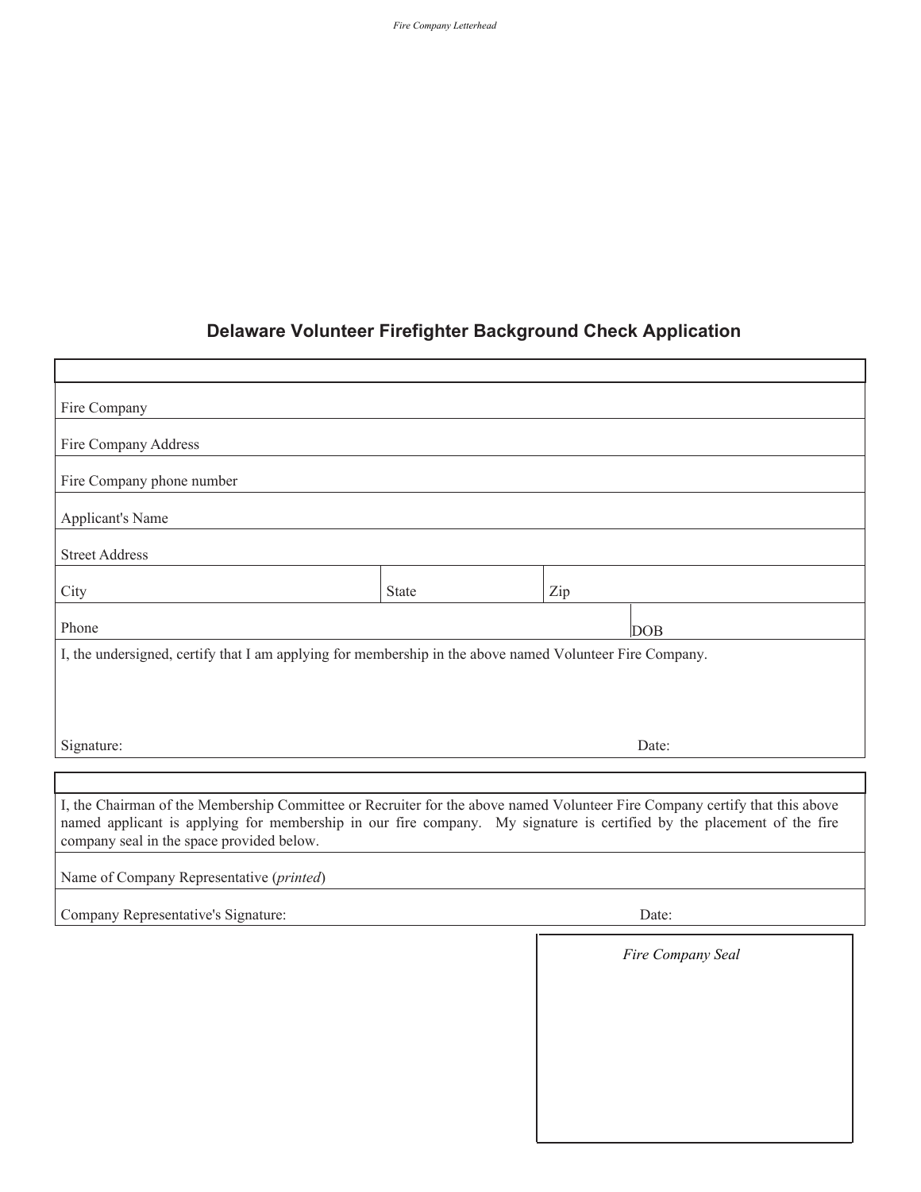*Fire Company Letterhead*

## Delaware Volunteer Firefighter Background Check Application

| | | |
|---|---|---|
| Fire Company | | |
| Fire Company Address | | |
| Fire Company phone number | | |
| Applicant's Name | | |
| Street Address | | |
| City | State | Zip |
| Phone | | DOB |

I, the undersigned, certify that I am applying for membership in the above named Volunteer Fire Company.

Signature: Date:

I, the Chairman of the Membership Committee or Recruiter for the above named Volunteer Fire Company certify that this above named applicant is applying for membership in our fire company. My signature is certified by the placement of the fire company seal in the space provided below.

Name of Company Representative (*printed*)

Company Representative's Signature: Date:

*Fire Company Seal*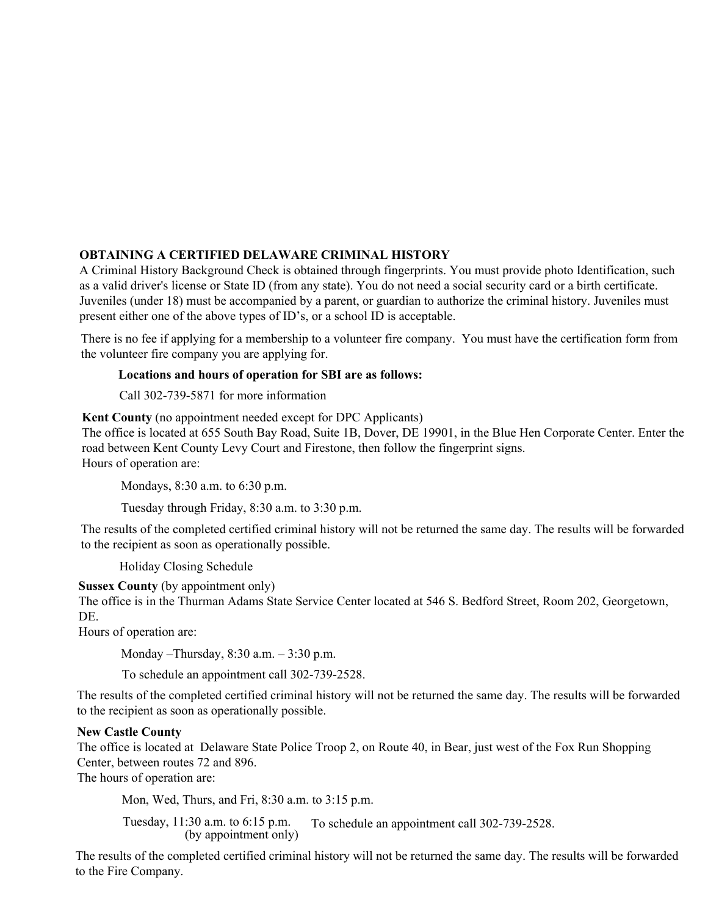**OBTAINING A CERTIFIED DELAWARE CRIMINAL HISTORY**

A Criminal History Background Check is obtained through fingerprints. You must provide photo Identification, such as a valid driver's license or State ID (from any state). You do not need a social security card or a birth certificate. Juveniles (under 18) must be accompanied by a parent, or guardian to authorize the criminal history. Juveniles must present either one of the above types of ID's, or a school ID is acceptable.

There is no fee if applying for a membership to a volunteer fire company. You must have the certification form from the volunteer fire company you are applying for.

**Locations and hours of operation for SBI are as follows:**

Call 302-739-5871 for more information

**Kent County** (no appointment needed except for DPC Applicants)
The office is located at 655 South Bay Road, Suite 1B, Dover, DE 19901, in the Blue Hen Corporate Center. Enter the road between Kent County Levy Court and Firestone, then follow the fingerprint signs.
Hours of operation are:

Mondays, 8:30 a.m. to 6:30 p.m.

Tuesday through Friday, 8:30 a.m. to 3:30 p.m.

The results of the completed certified criminal history will not be returned the same day. The results will be forwarded to the recipient as soon as operationally possible.

Holiday Closing Schedule

**Sussex County** (by appointment only)
The office is in the Thurman Adams State Service Center located at 546 S. Bedford Street, Room 202, Georgetown, DE.
Hours of operation are:

Monday –Thursday, 8:30 a.m. – 3:30 p.m.

To schedule an appointment call 302-739-2528.

The results of the completed certified criminal history will not be returned the same day. The results will be forwarded to the recipient as soon as operationally possible.

**New Castle County**
The office is located at Delaware State Police Troop 2, on Route 40, in Bear, just west of the Fox Run Shopping Center, between routes 72 and 896.
The hours of operation are:

Mon, Wed, Thurs, and Fri, 8:30 a.m. to 3:15 p.m.

Tuesday, 11:30 a.m. to 6:15 p.m. (by appointment only) To schedule an appointment call 302-739-2528.

The results of the completed certified criminal history will not be returned the same day. The results will be forwarded to the Fire Company.